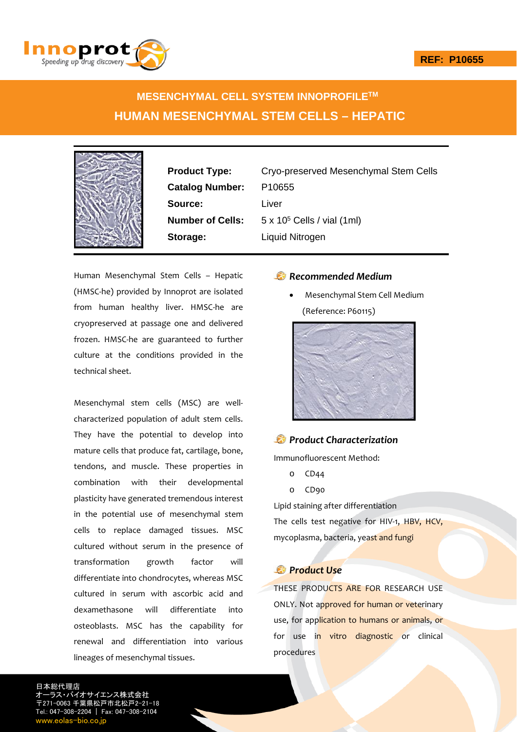REF: P10655

# MESENCHYMAL CELL SYSTEM INNOPROFILE™

# HUMAN MESENCHYMAL STEM CELLS – HEPATIC

| | |
|---|---|
| **Product Type:** | Cryo-preserved Mesenchymal Stem Cells |
| **Catalog Number:** | P10655 |
| **Source:** | Liver |
| **Number of Cells:** | $5 \times 10^5$ Cells / vial (1ml) |
| **Storage:** | Liquid Nitrogen |

Human Mesenchymal Stem Cells – Hepatic (HMSC-he) provided by Innoprot are isolated from human healthy liver. HMSC-he are cryopreserved at passage one and delivered frozen. HMSC-he are guaranteed to further culture at the conditions provided in the technical sheet.

Mesenchymal stem cells (MSC) are well-characterized population of adult stem cells. They have the potential to develop into mature cells that produce fat, cartilage, bone, tendons, and muscle. These properties in combination with their developmental plasticity have generated tremendous interest in the potential use of mesenchymal stem cells to replace damaged tissues. MSC cultured without serum in the presence of transformation growth factor will differentiate into chondrocytes, whereas MSC cultured in serum with ascorbic acid and dexamethasone will differentiate into osteoblasts. MSC has the capability for renewal and differentiation into various lineages of mesenchymal tissues.

## *Recommended Medium*

- Mesenchymal Stem Cell Medium (Reference: P60115)

## *Product Characterization*

Immunofluorescent Method:

- CD44
- CD90

Lipid staining after differentiation

The cells test negative for HIV-1, HBV, HCV, mycoplasma, bacteria, yeast and fungi

## *Product Use*

THESE PRODUCTS ARE FOR RESEARCH USE ONLY. Not approved for human or veterinary use, for application to humans or animals, or for use in vitro diagnostic or clinical procedures

日本総代理店
オーラス・バイオサイエンス株式会社
〒271-0063 千葉県松戸市北松戸2-21-18
Tel.: 047-308-2204 ｜ Fax: 047-308-2104
www.eolas-bio.co.jp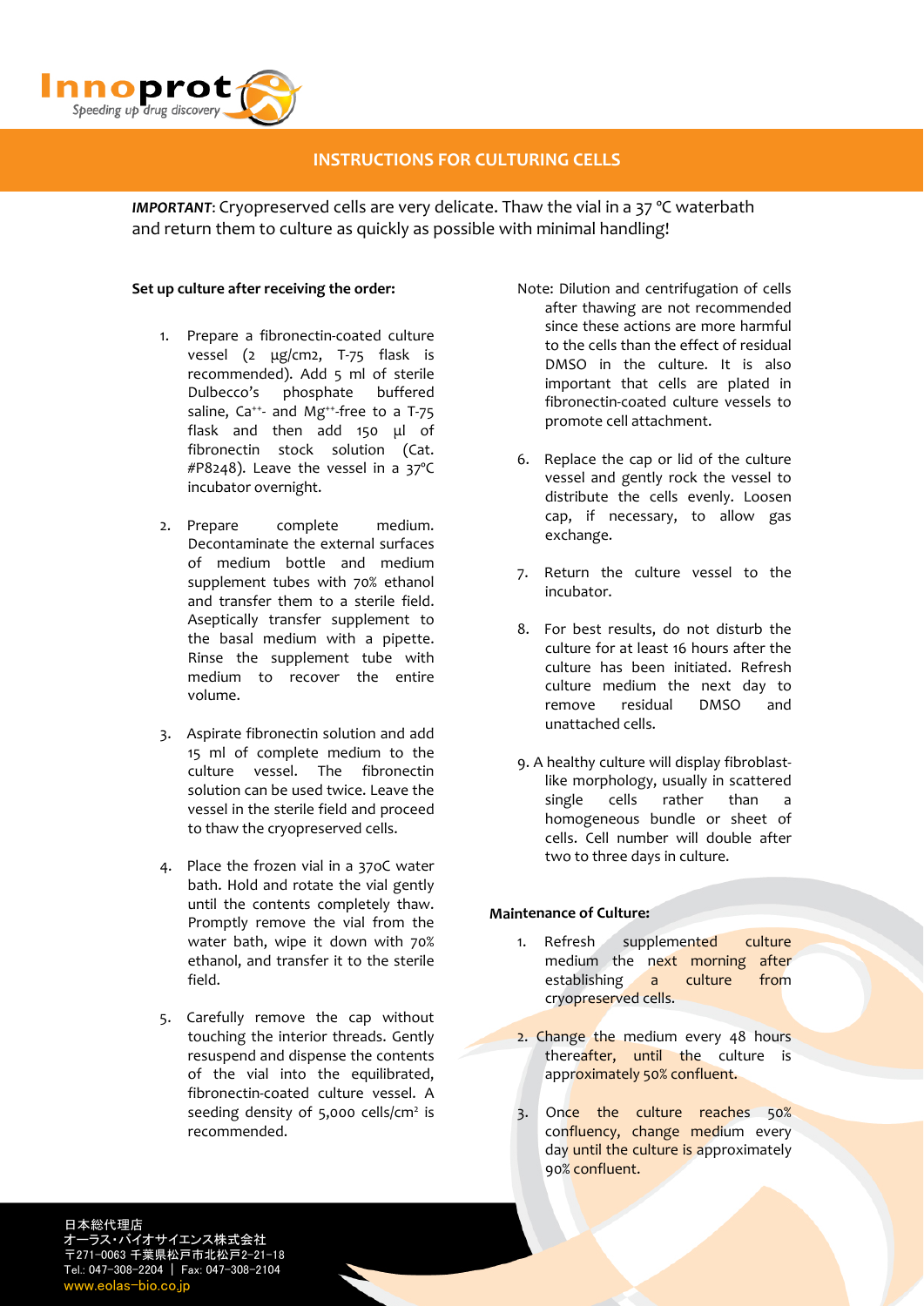# INSTRUCTIONS FOR CULTURING CELLS

***IMPORTANT***: Cryopreserved cells are very delicate. Thaw the vial in a 37 °C waterbath and return them to culture as quickly as possible with minimal handling!

**Set up culture after receiving the order:**

1. Prepare a fibronectin-coated culture vessel (2 µg/cm2, T-75 flask is recommended). Add 5 ml of sterile Dulbecco's phosphate buffered saline, $Ca^{++}$- and $Mg^{++}$-free to a T-75 flask and then add 150 µl of fibronectin stock solution (Cat. #P8248). Leave the vessel in a 37ºC incubator overnight.

2. Prepare complete medium. Decontaminate the external surfaces of medium bottle and medium supplement tubes with 70% ethanol and transfer them to a sterile field. Aseptically transfer supplement to the basal medium with a pipette. Rinse the supplement tube with medium to recover the entire volume.

3. Aspirate fibronectin solution and add 15 ml of complete medium to the culture vessel. The fibronectin solution can be used twice. Leave the vessel in the sterile field and proceed to thaw the cryopreserved cells.

4. Place the frozen vial in a 37oC water bath. Hold and rotate the vial gently until the contents completely thaw. Promptly remove the vial from the water bath, wipe it down with 70% ethanol, and transfer it to the sterile field.

5. Carefully remove the cap without touching the interior threads. Gently resuspend and dispense the contents of the vial into the equilibrated, fibronectin-coated culture vessel. A seeding density of 5,000 cells/cm² is recommended.

Note: Dilution and centrifugation of cells after thawing are not recommended since these actions are more harmful to the cells than the effect of residual DMSO in the culture. It is also important that cells are plated in fibronectin-coated culture vessels to promote cell attachment.

6. Replace the cap or lid of the culture vessel and gently rock the vessel to distribute the cells evenly. Loosen cap, if necessary, to allow gas exchange.

7. Return the culture vessel to the incubator.

8. For best results, do not disturb the culture for at least 16 hours after the culture has been initiated. Refresh culture medium the next day to remove residual DMSO and unattached cells.

9. A healthy culture will display fibroblast-like morphology, usually in scattered single cells rather than a homogeneous bundle or sheet of cells. Cell number will double after two to three days in culture.

**Maintenance of Culture:**

1. Refresh supplemented culture medium the next morning after establishing a culture from cryopreserved cells.

2. Change the medium every 48 hours thereafter, until the culture is approximately 50% confluent.

3. Once the culture reaches 50% confluency, change medium every day until the culture is approximately 90% confluent.

日本総代理店
オーラス・バイオサイエンス株式会社
〒271-0063 千葉県松戸市北松戸2-21-18
Tel.: 047-308-2204 | Fax: 047-308-2104
www.eolas-bio.co.jp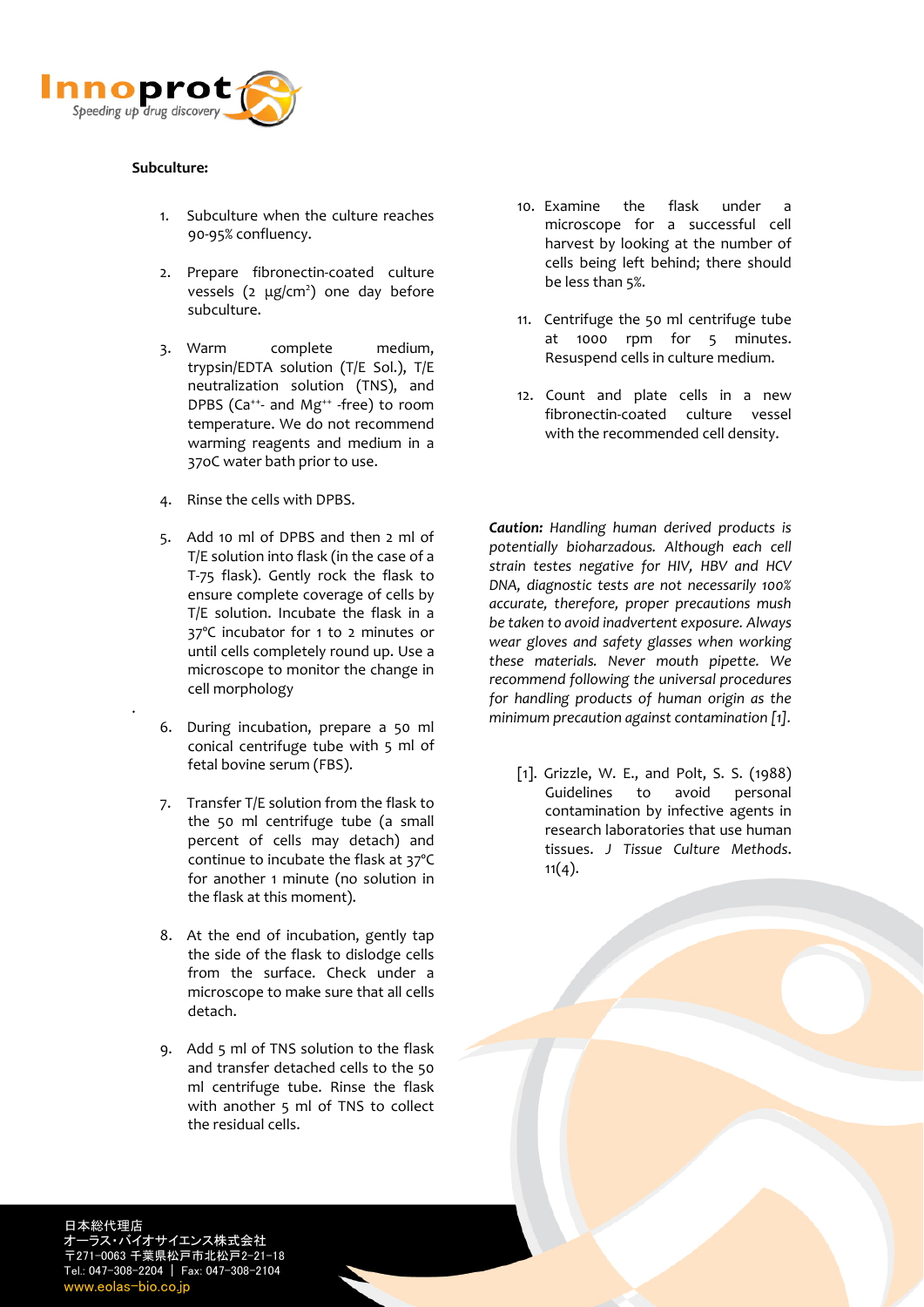**Subculture:**

1. Subculture when the culture reaches 90-95% confluency.

2. Prepare fibronectin-coated culture vessels (2 μg/cm$^2$) one day before subculture.

3. Warm complete medium, trypsin/EDTA solution (T/E Sol.), T/E neutralization solution (TNS), and DPBS ($Ca^{++}$- and $Mg^{++}$ -free) to room temperature. We do not recommend warming reagents and medium in a 370C water bath prior to use.

4. Rinse the cells with DPBS.

5. Add 10 ml of DPBS and then 2 ml of T/E solution into flask (in the case of a T-75 flask). Gently rock the flask to ensure complete coverage of cells by T/E solution. Incubate the flask in a 37°C incubator for 1 to 2 minutes or until cells completely round up. Use a microscope to monitor the change in cell morphology

6. During incubation, prepare a 50 ml conical centrifuge tube with 5 ml of fetal bovine serum (FBS).

7. Transfer T/E solution from the flask to the 50 ml centrifuge tube (a small percent of cells may detach) and continue to incubate the flask at 37°C for another 1 minute (no solution in the flask at this moment).

8. At the end of incubation, gently tap the side of the flask to dislodge cells from the surface. Check under a microscope to make sure that all cells detach.

9. Add 5 ml of TNS solution to the flask and transfer detached cells to the 50 ml centrifuge tube. Rinse the flask with another 5 ml of TNS to collect the residual cells.

10. Examine the flask under a microscope for a successful cell harvest by looking at the number of cells being left behind; there should be less than 5%.

11. Centrifuge the 50 ml centrifuge tube at 1000 rpm for 5 minutes. Resuspend cells in culture medium.

12. Count and plate cells in a new fibronectin-coated culture vessel with the recommended cell density.

***Caution:*** *Handling human derived products is potentially bioharzadous. Although each cell strain testes negative for HIV, HBV and HCV DNA, diagnostic tests are not necessarly 100% accurate, therefore, proper precautions mush be taken to avoid inadvertent exposure. Always wear gloves and safety glasses when working these materials. Never mouth pipette. We recommend following the universal procedures for handling products of human origin as the minimum precaution against contamination [1].*

[1]. Grizzle, W. E., and Polt, S. S. (1988) Guidelines to avoid personal contamination by infective agents in research laboratories that use human tissues. *J Tissue Culture Methods*. 11(4).

日本総代理店
オーラス・バイオサイエンス株式会社
〒271-0063 千葉県松戸市北松戸2-21-18
Tel.: 047-308-2204 | Fax: 047-308-2104
www.eolas-bio.co.jp